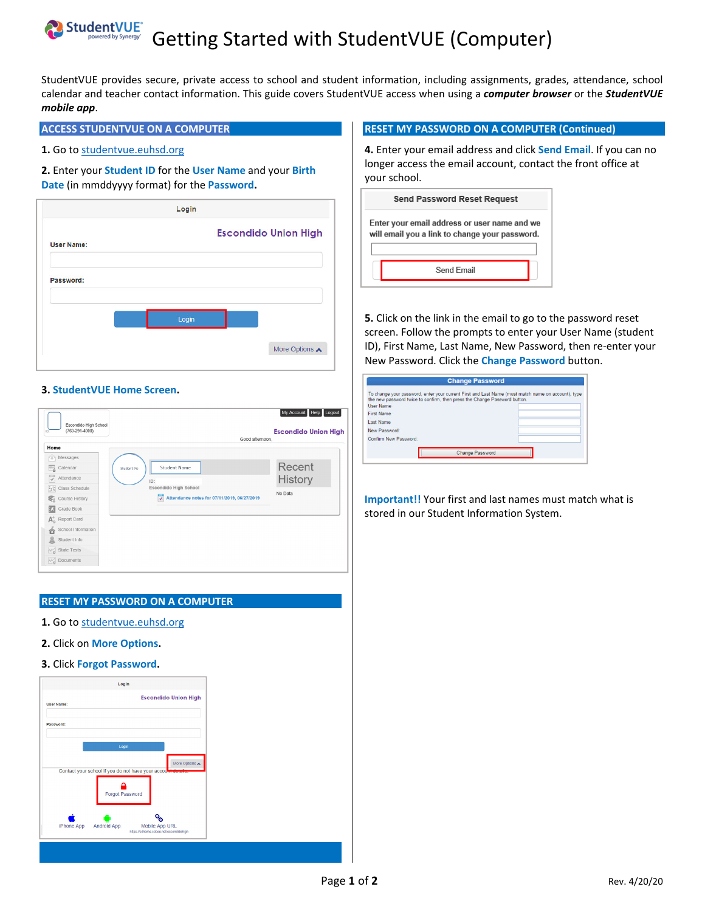# Getting Started with StudentVUE (Computer)

StudentVUE provides secure, private access to school and student information, including assignments, grades, attendance, school calendar and teacher contact information. This guide covers StudentVUE access when using a ***computer browser*** or the ***StudentVUE mobile app***.

## ACCESS STUDENTVUE ON A COMPUTER

**1.** Go to studentvue.euhsd.org

**2.** Enter your **Student ID** for the **User Name** and your **Birth Date** (in mmddyyyy format) for the **Password.**

**3. StudentVUE Home Screen.**

## RESET MY PASSWORD ON A COMPUTER

**1.** Go to studentvue.euhsd.org

**2.** Click on **More Options**.

**3.** Click **Forgot Password**.

## RESET MY PASSWORD ON A COMPUTER (Continued)

**4.** Enter your email address and click **Send Email**. If you can no longer access the email account, contact the front office at your school.

**5.** Click on the link in the email to go to the password reset screen. Follow the prompts to enter your User Name (student ID), First Name, Last Name, New Password, then re-enter your New Password. Click the **Change Password** button.

**Important!!** Your first and last names must match what is stored in our Student Information System.

Rev. 4/20/20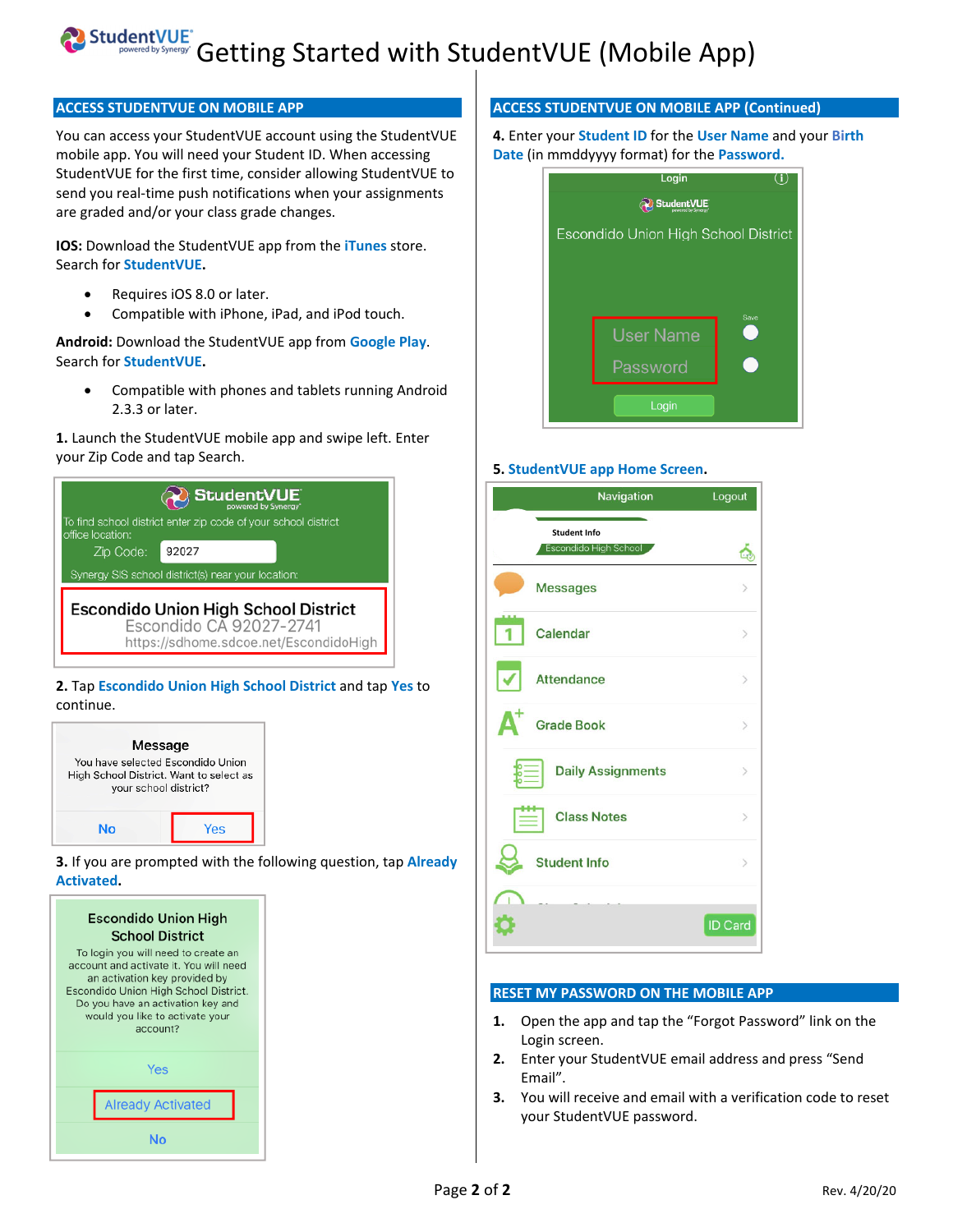# Getting Started with StudentVUE (Mobile App)

## ACCESS STUDENTVUE ON MOBILE APP

You can access your StudentVUE account using the StudentVUE mobile app. You will need your Student ID. When accessing StudentVUE for the first time, consider allowing StudentVUE to send you real-time push notifications when your assignments are graded and/or your class grade changes.

**IOS:** Download the StudentVUE app from the iTunes store. Search for **StudentVUE**.

- Requires iOS 8.0 or later.
- Compatible with iPhone, iPad, and iPod touch.

**Android:** Download the StudentVUE app from Google Play. Search for **StudentVUE**.

- Compatible with phones and tablets running Android 2.3.3 or later.

**1.** Launch the StudentVUE mobile app and swipe left. Enter your Zip Code and tap Search.

StudentVUE powered by Synergy
To find school district enter zip code of your school district office location:
Zip Code: 92027
Synergy SIS school district(s) near your location:
Escondido Union High School District
Escondido CA 92027-2741
https://sdhome.sdcoe.net/EscondidoHigh

**2.** Tap **Escondido Union High School District** and tap **Yes** to continue.

Message
You have selected Escondido Union High School District. Want to select as your school district?
No Yes

**3.** If you are prompted with the following question, tap **Already Activated**.

Escondido Union High School District
To login you will need to create an account and activate it. You will need an activation key provided by Escondido Union High School District. Do you have an activation key and would you like to activate your account?
Yes
Already Activated
No

## ACCESS STUDENTVUE ON MOBILE APP (Continued)

**4.** Enter your **Student ID** for the **User Name** and your **Birth Date** (in mmddyyyy format) for the **Password.**

Login
StudentVUE
Escondido Union High School District
Save
User Name
Password
Login

**5.** **StudentVUE app Home Screen**.

Navigation Logout
Student Info
Escondido High School
Messages
Calendar
Attendance
Grade Book
Daily Assignments
Class Notes
Student Info
ID Card

## RESET MY PASSWORD ON THE MOBILE APP

1. Open the app and tap the "Forgot Password" link on the Login screen.
2. Enter your StudentVUE email address and press "Send Email".
3. You will receive and email with a verification code to reset your StudentVUE password.

Rev. 4/20/20